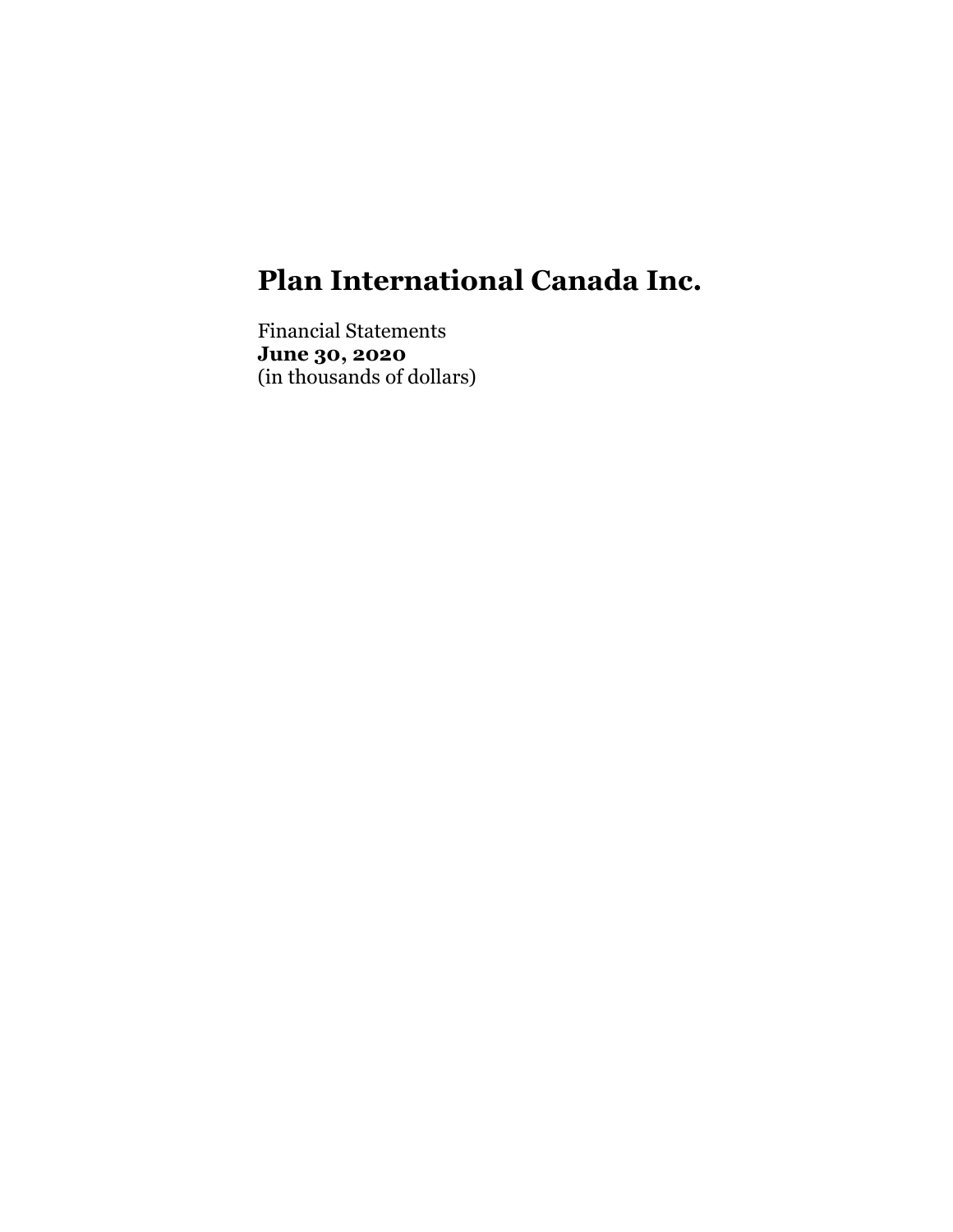# Plan International Canada Inc.

Financial Statements
**June 30, 2020**
(in thousands of dollars)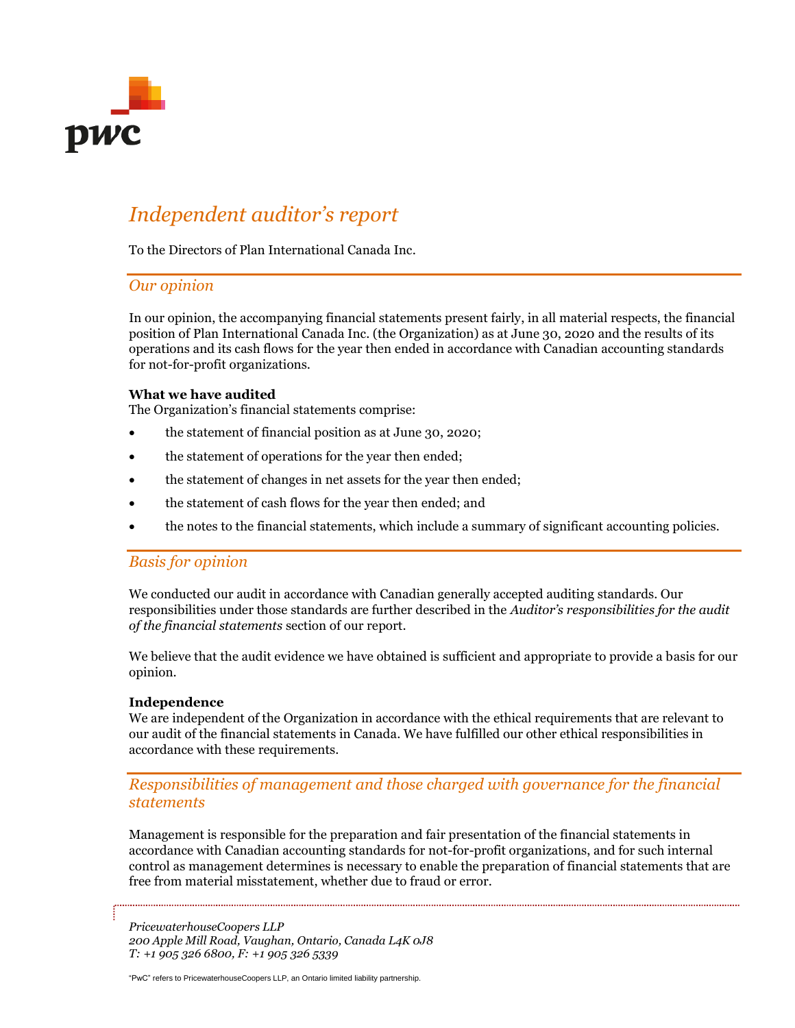# *Independent auditor's report*

To the Directors of Plan International Canada Inc.

## *Our opinion*

In our opinion, the accompanying financial statements present fairly, in all material respects, the financial position of Plan International Canada Inc. (the Organization) as at June 30, 2020 and the results of its operations and its cash flows for the year then ended in accordance with Canadian accounting standards for not-for-profit organizations.

**What we have audited**
The Organization's financial statements comprise:

- the statement of financial position as at June 30, 2020;
- the statement of operations for the year then ended;
- the statement of changes in net assets for the year then ended;
- the statement of cash flows for the year then ended; and
- the notes to the financial statements, which include a summary of significant accounting policies.

## *Basis for opinion*

We conducted our audit in accordance with Canadian generally accepted auditing standards. Our responsibilities under those standards are further described in the *Auditor's responsibilities for the audit of the financial statements* section of our report.

We believe that the audit evidence we have obtained is sufficient and appropriate to provide a basis for our opinion.

**Independence**
We are independent of the Organization in accordance with the ethical requirements that are relevant to our audit of the financial statements in Canada. We have fulfilled our other ethical responsibilities in accordance with these requirements.

## *Responsibilities of management and those charged with governance for the financial statements*

Management is responsible for the preparation and fair presentation of the financial statements in accordance with Canadian accounting standards for not-for-profit organizations, and for such internal control as management determines is necessary to enable the preparation of financial statements that are free from material misstatement, whether due to fraud or error.

*PricewaterhouseCoopers LLP*
*200 Apple Mill Road, Vaughan, Ontario, Canada L4K 0J8*
*T: +1 905 326 6800, F: +1 905 326 5339*

"PwC" refers to PricewaterhouseCoopers LLP, an Ontario limited liability partnership.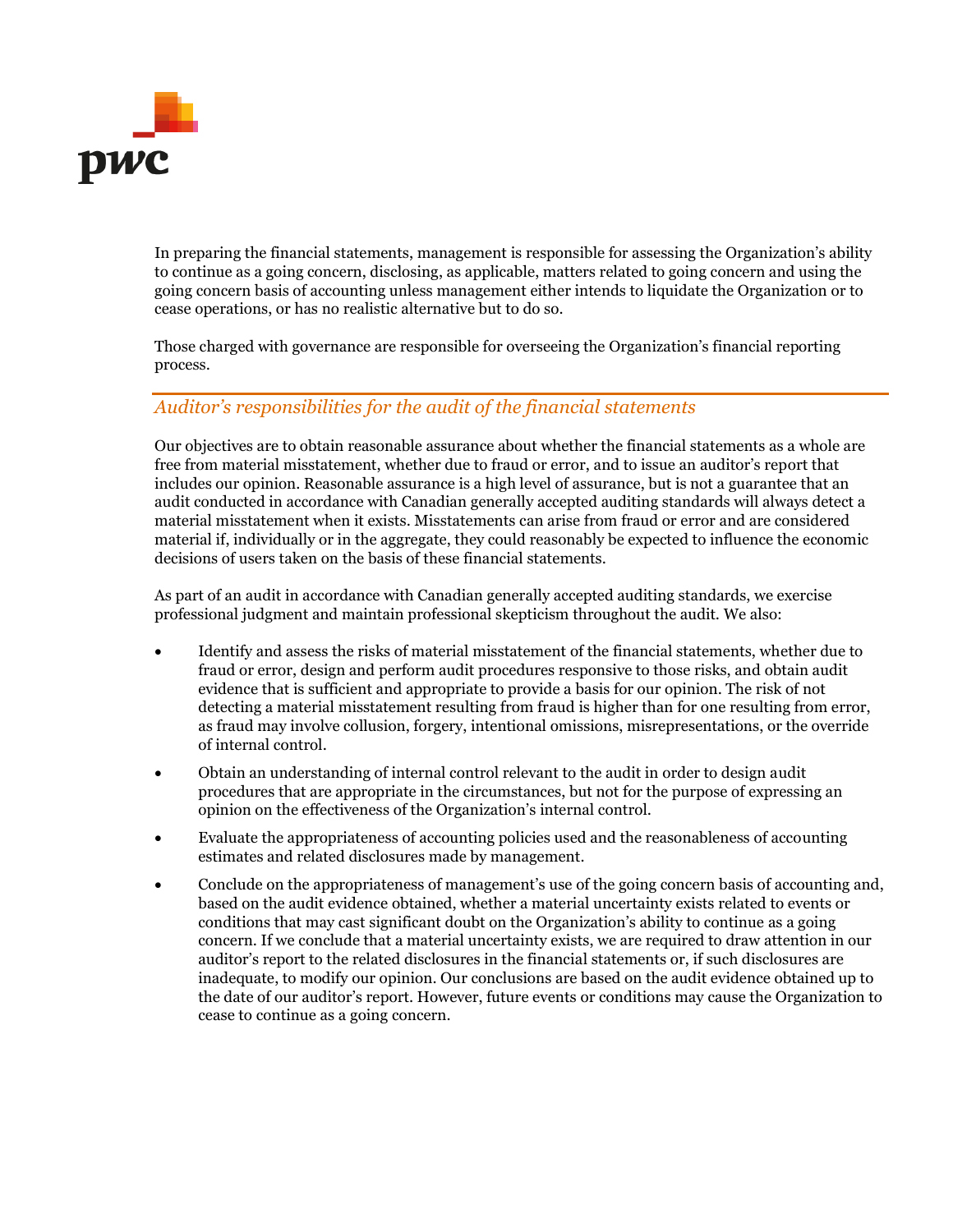In preparing the financial statements, management is responsible for assessing the Organization's ability to continue as a going concern, disclosing, as applicable, matters related to going concern and using the going concern basis of accounting unless management either intends to liquidate the Organization or to cease operations, or has no realistic alternative but to do so.

Those charged with governance are responsible for overseeing the Organization's financial reporting process.

## *Auditor's responsibilities for the audit of the financial statements*

Our objectives are to obtain reasonable assurance about whether the financial statements as a whole are free from material misstatement, whether due to fraud or error, and to issue an auditor's report that includes our opinion. Reasonable assurance is a high level of assurance, but is not a guarantee that an audit conducted in accordance with Canadian generally accepted auditing standards will always detect a material misstatement when it exists. Misstatements can arise from fraud or error and are considered material if, individually or in the aggregate, they could reasonably be expected to influence the economic decisions of users taken on the basis of these financial statements.

As part of an audit in accordance with Canadian generally accepted auditing standards, we exercise professional judgment and maintain professional skepticism throughout the audit. We also:

- Identify and assess the risks of material misstatement of the financial statements, whether due to fraud or error, design and perform audit procedures responsive to those risks, and obtain audit evidence that is sufficient and appropriate to provide a basis for our opinion. The risk of not detecting a material misstatement resulting from fraud is higher than for one resulting from error, as fraud may involve collusion, forgery, intentional omissions, misrepresentations, or the override of internal control.
- Obtain an understanding of internal control relevant to the audit in order to design audit procedures that are appropriate in the circumstances, but not for the purpose of expressing an opinion on the effectiveness of the Organization's internal control.
- Evaluate the appropriateness of accounting policies used and the reasonableness of accounting estimates and related disclosures made by management.
- Conclude on the appropriateness of management's use of the going concern basis of accounting and, based on the audit evidence obtained, whether a material uncertainty exists related to events or conditions that may cast significant doubt on the Organization's ability to continue as a going concern. If we conclude that a material uncertainty exists, we are required to draw attention in our auditor's report to the related disclosures in the financial statements or, if such disclosures are inadequate, to modify our opinion. Our conclusions are based on the audit evidence obtained up to the date of our auditor's report. However, future events or conditions may cause the Organization to cease to continue as a going concern.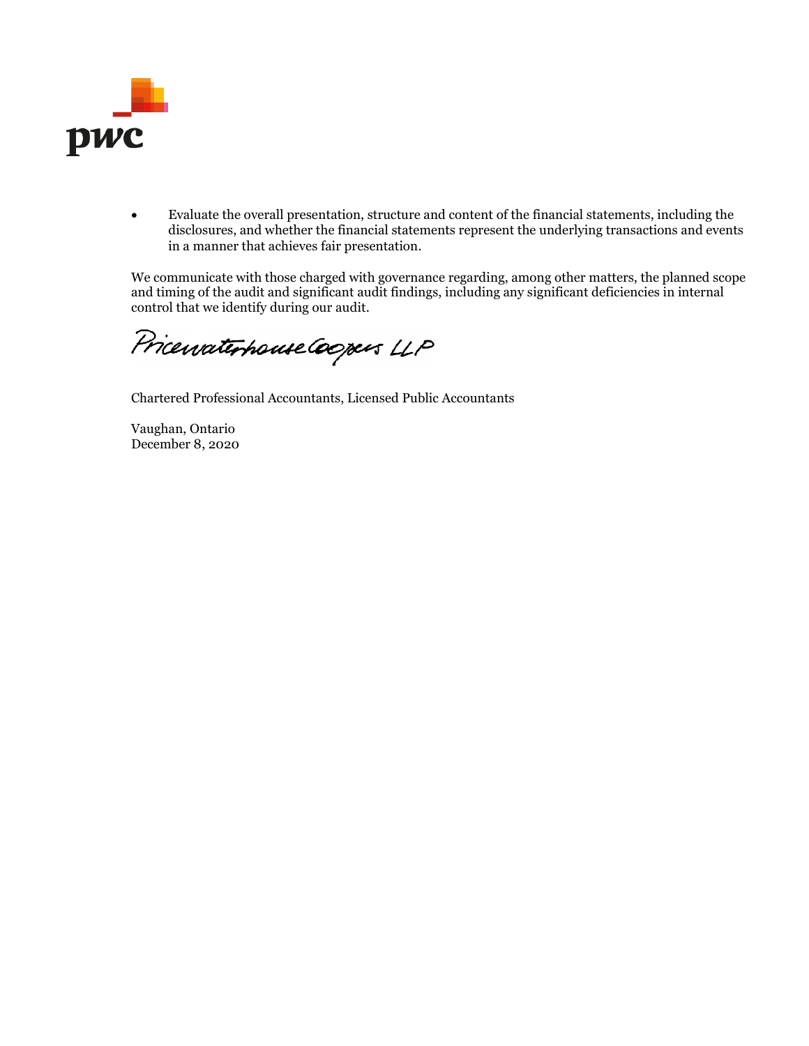- Evaluate the overall presentation, structure and content of the financial statements, including the disclosures, and whether the financial statements represent the underlying transactions and events in a manner that achieves fair presentation.

We communicate with those charged with governance regarding, among other matters, the planned scope and timing of the audit and significant audit findings, including any significant deficiencies in internal control that we identify during our audit.

PricewaterhouseCoopers LLP

Chartered Professional Accountants, Licensed Public Accountants

Vaughan, Ontario
December 8, 2020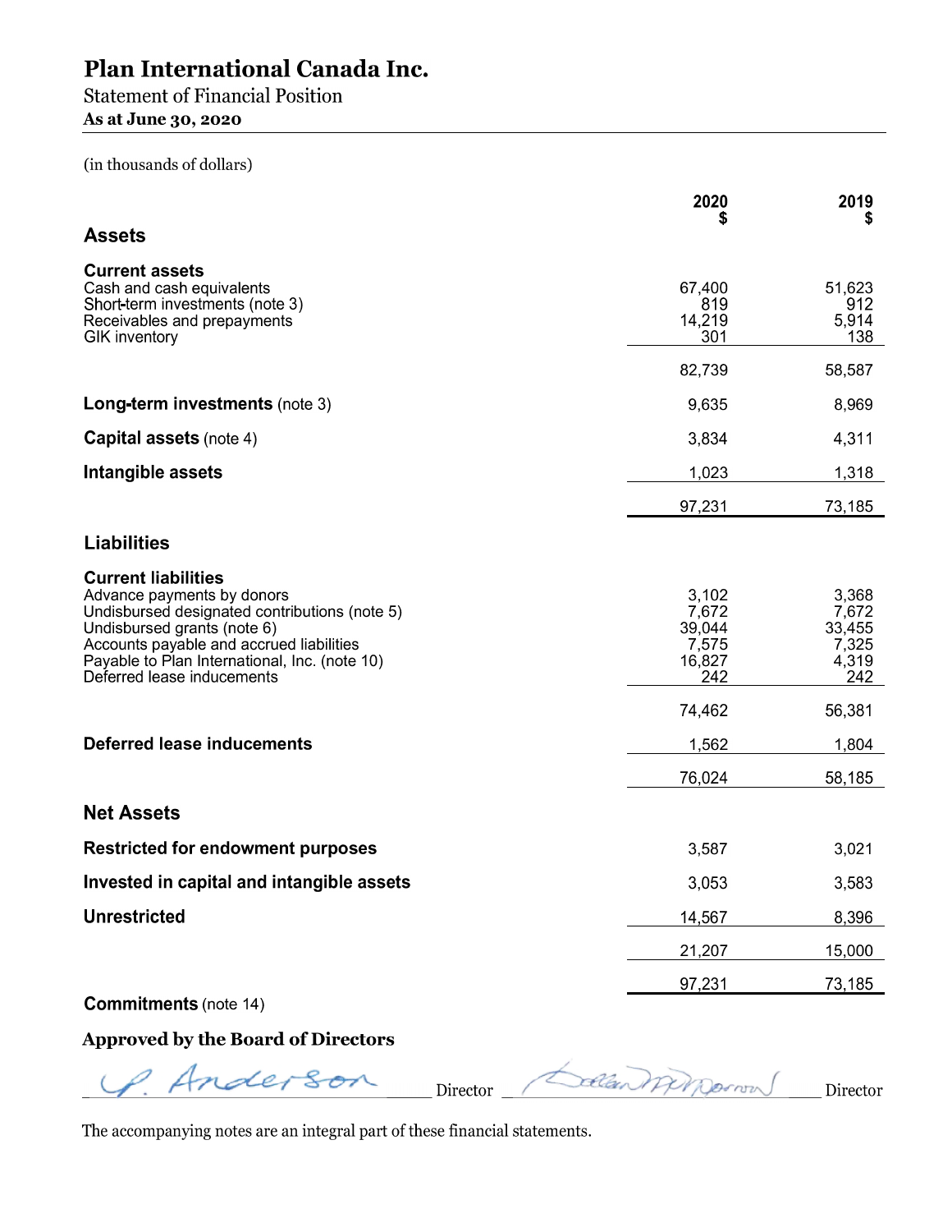# Plan International Canada Inc.

Statement of Financial Position

**As at June 30, 2020**

(in thousands of dollars)

| | 2020 $ | 2019 $ |
|---|---|---|
| **Assets** | | |
| **Current assets** | | |
| Cash and cash equivalents | 67,400 | 51,623 |
| Short-term investments (note 3) | 819 | 912 |
| Receivables and prepayments | 14,219 | 5,914 |
| GIK inventory | 301 | 138 |
| | 82,739 | 58,587 |
| **Long-term investments** (note 3) | 9,635 | 8,969 |
| **Capital assets** (note 4) | 3,834 | 4,311 |
| **Intangible assets** | 1,023 | 1,318 |
| | 97,231 | 73,185 |
| **Liabilities** | | |
| **Current liabilities** | | |
| Advance payments by donors | 3,102 | 3,368 |
| Undisbursed designated contributions (note 5) | 7,672 | 7,672 |
| Undisbursed grants (note 6) | 39,044 | 33,455 |
| Accounts payable and accrued liabilities | 7,575 | 7,325 |
| Payable to Plan International, Inc. (note 10) | 16,827 | 4,319 |
| Deferred lease inducements | 242 | 242 |
| | 74,462 | 56,381 |
| **Deferred lease inducements** | 1,562 | 1,804 |
| | 76,024 | 58,185 |
| **Net Assets** | | |
| **Restricted for endowment purposes** | 3,587 | 3,021 |
| **Invested in capital and intangible assets** | 3,053 | 3,583 |
| **Unrestricted** | 14,567 | 8,396 |
| | 21,207 | 15,000 |
| | 97,231 | 73,185 |

**Commitments** (note 14)

**Approved by the Board of Directors**

P. Anderson Director _______________ Director

The accompanying notes are an integral part of these financial statements.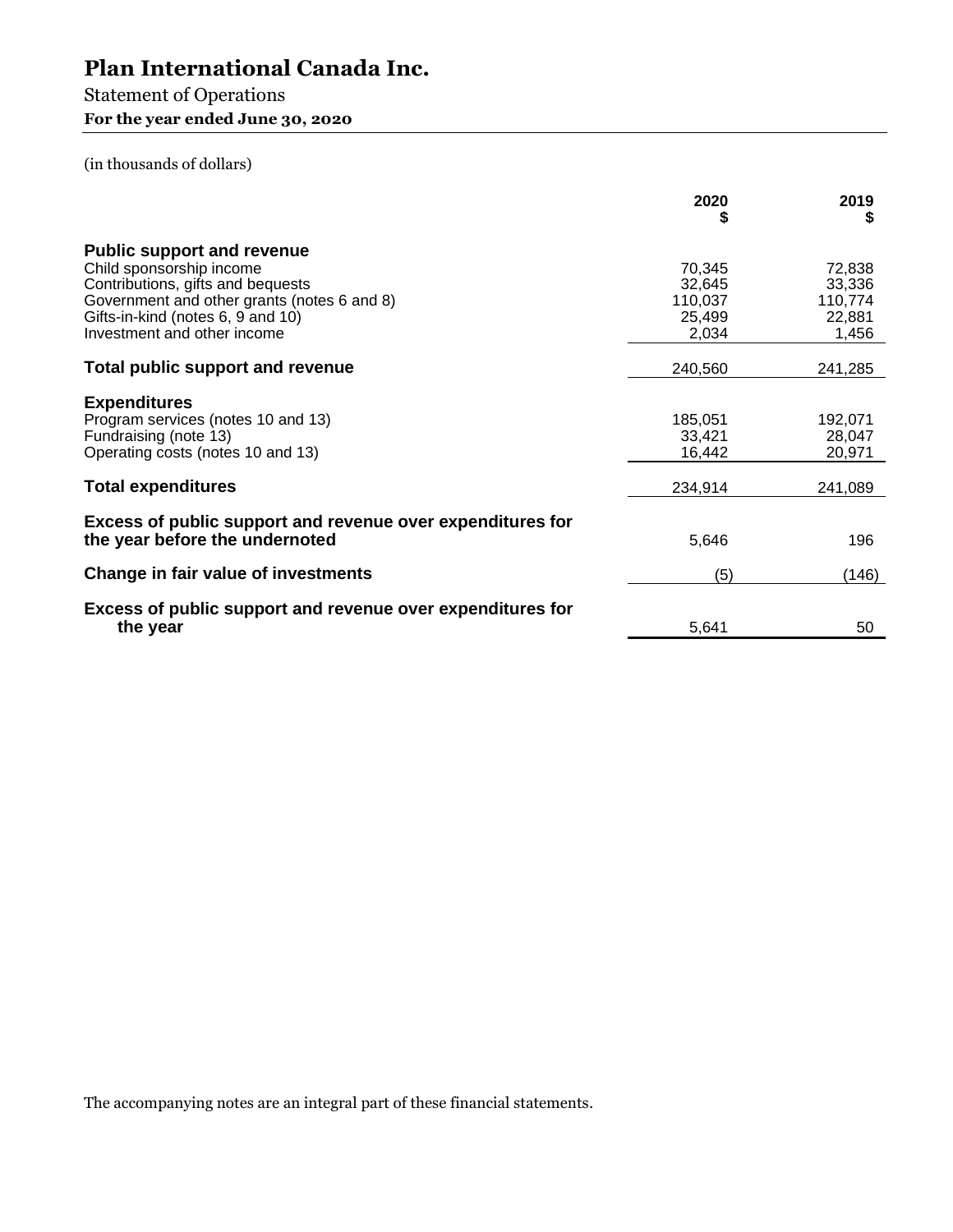# Plan International Canada Inc.

Statement of Operations

**For the year ended June 30, 2020**

(in thousands of dollars)

| | 2020 $ | 2019 $ |
|---|---|---|
| **Public support and revenue** | | |
| Child sponsorship income | 70,345 | 72,838 |
| Contributions, gifts and bequests | 32,645 | 33,336 |
| Government and other grants (notes 6 and 8) | 110,037 | 110,774 |
| Gifts-in-kind (notes 6, 9 and 10) | 25,499 | 22,881 |
| Investment and other income | 2,034 | 1,456 |
| **Total public support and revenue** | 240,560 | 241,285 |
| **Expenditures** | | |
| Program services (notes 10 and 13) | 185,051 | 192,071 |
| Fundraising (note 13) | 33,421 | 28,047 |
| Operating costs (notes 10 and 13) | 16,442 | 20,971 |
| **Total expenditures** | 234,914 | 241,089 |
| **Excess of public support and revenue over expenditures for the year before the undernoted** | 5,646 | 196 |
| **Change in fair value of investments** | (5) | (146) |
| **Excess of public support and revenue over expenditures for the year** | 5,641 | 50 |

The accompanying notes are an integral part of these financial statements.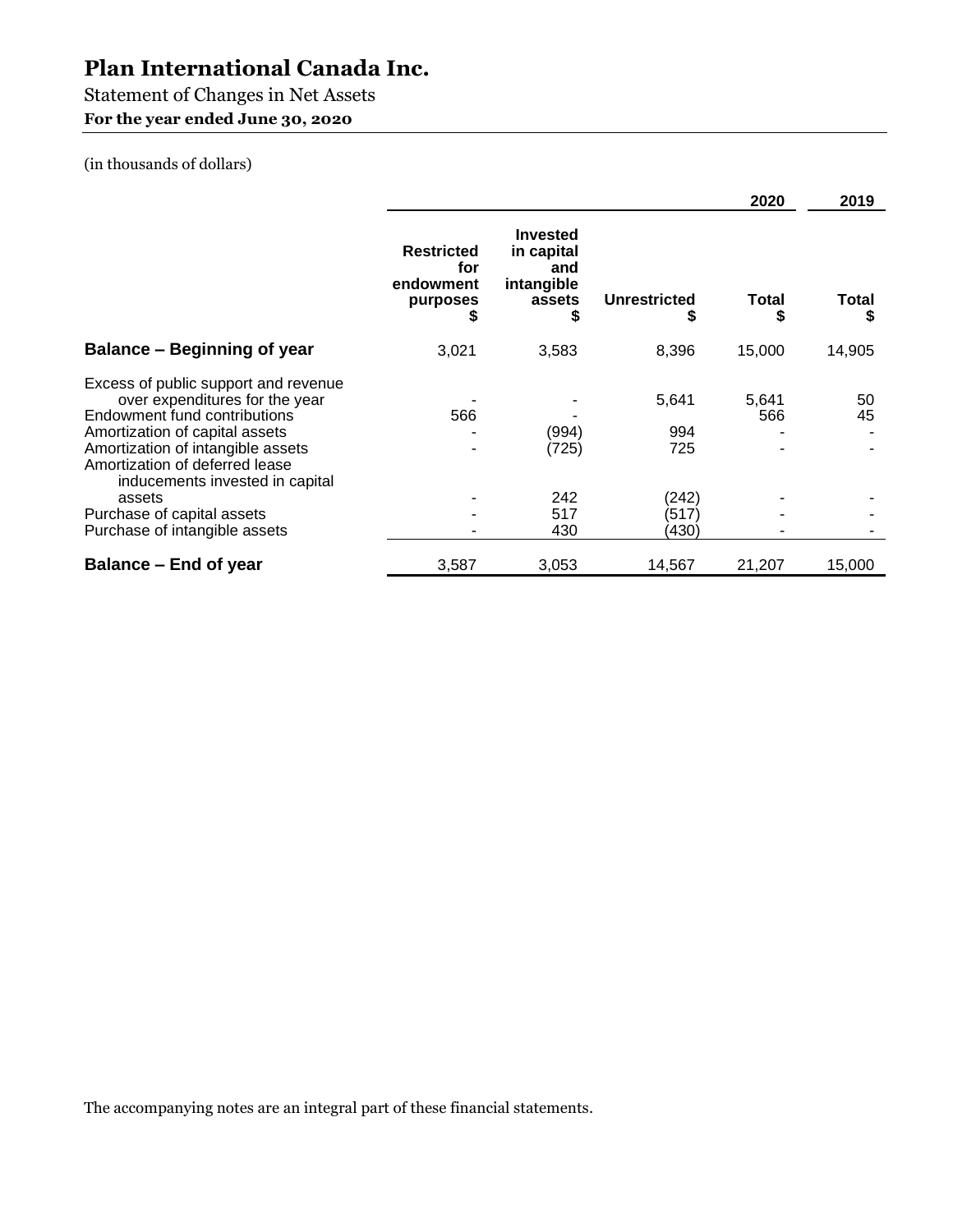# Plan International Canada Inc.

Statement of Changes in Net Assets

**For the year ended June 30, 2020**

(in thousands of dollars)

| | 2020 | | | | 2019 |
|---|---|---|---|---|---|
| | **Restricted for endowment purposes $** | **Invested in capital and intangible assets $** | **Unrestricted $** | **Total $** | **Total $** |
| **Balance – Beginning of year** | 3,021 | 3,583 | 8,396 | 15,000 | 14,905 |
| Excess of public support and revenue over expenditures for the year | - | - | 5,641 | 5,641 | 50 |
| Endowment fund contributions | 566 | - | | 566 | 45 |
| Amortization of capital assets | - | (994) | 994 | - | - |
| Amortization of intangible assets | - | (725) | 725 | - | - |
| Amortization of deferred lease inducements invested in capital assets | - | 242 | (242) | - | - |
| Purchase of capital assets | - | 517 | (517) | - | - |
| Purchase of intangible assets | - | 430 | (430) | - | - |
| **Balance – End of year** | 3,587 | 3,053 | 14,567 | 21,207 | 15,000 |

The accompanying notes are an integral part of these financial statements.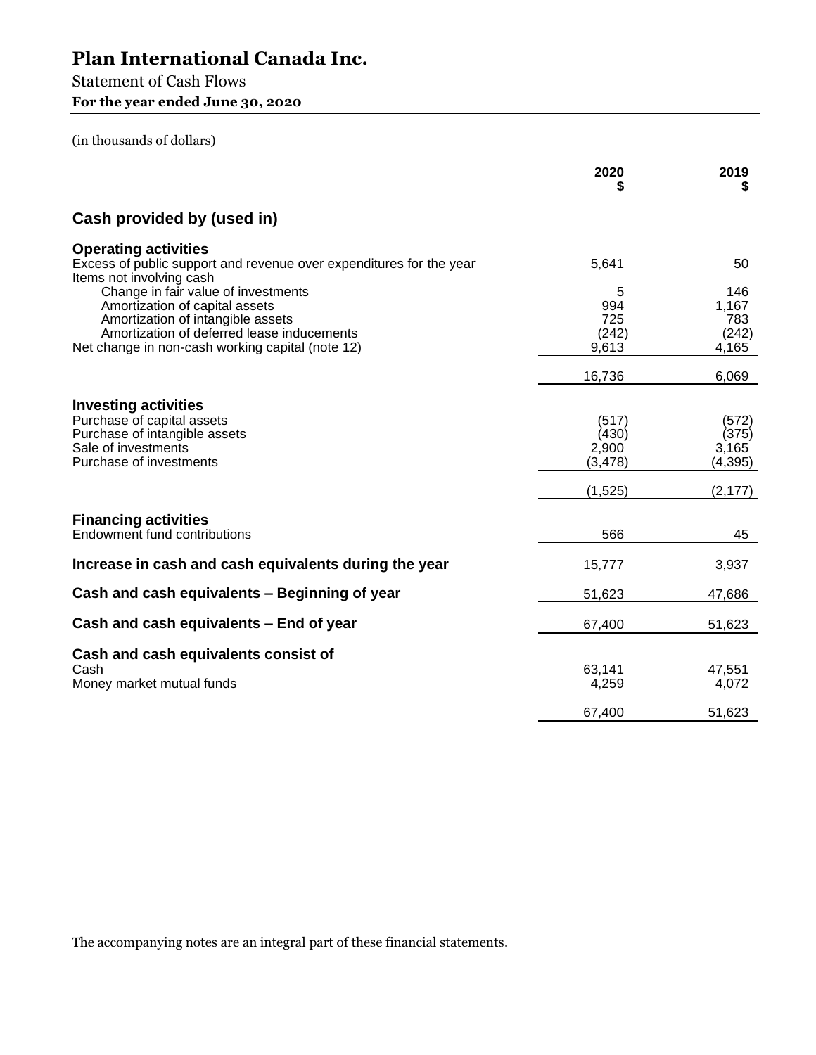# Plan International Canada Inc.

Statement of Cash Flows

**For the year ended June 30, 2020**

(in thousands of dollars)

| | 2020 $ | 2019 $ |
|---|---|---|
| **Cash provided by (used in)** | | |
| **Operating activities** | | |
| Excess of public support and revenue over expenditures for the year | 5,641 | 50 |
| Items not involving cash | | |
| Change in fair value of investments | 5 | 146 |
| Amortization of capital assets | 994 | 1,167 |
| Amortization of intangible assets | 725 | 783 |
| Amortization of deferred lease inducements | (242) | (242) |
| Net change in non-cash working capital (note 12) | 9,613 | 4,165 |
| | 16,736 | 6,069 |
| **Investing activities** | | |
| Purchase of capital assets | (517) | (572) |
| Purchase of intangible assets | (430) | (375) |
| Sale of investments | 2,900 | 3,165 |
| Purchase of investments | (3,478) | (4,395) |
| | (1,525) | (2,177) |
| **Financing activities** | | |
| Endowment fund contributions | 566 | 45 |
| **Increase in cash and cash equivalents during the year** | 15,777 | 3,937 |
| **Cash and cash equivalents – Beginning of year** | 51,623 | 47,686 |
| **Cash and cash equivalents – End of year** | 67,400 | 51,623 |
| **Cash and cash equivalents consist of** | | |
| Cash | 63,141 | 47,551 |
| Money market mutual funds | 4,259 | 4,072 |
| | 67,400 | 51,623 |

The accompanying notes are an integral part of these financial statements.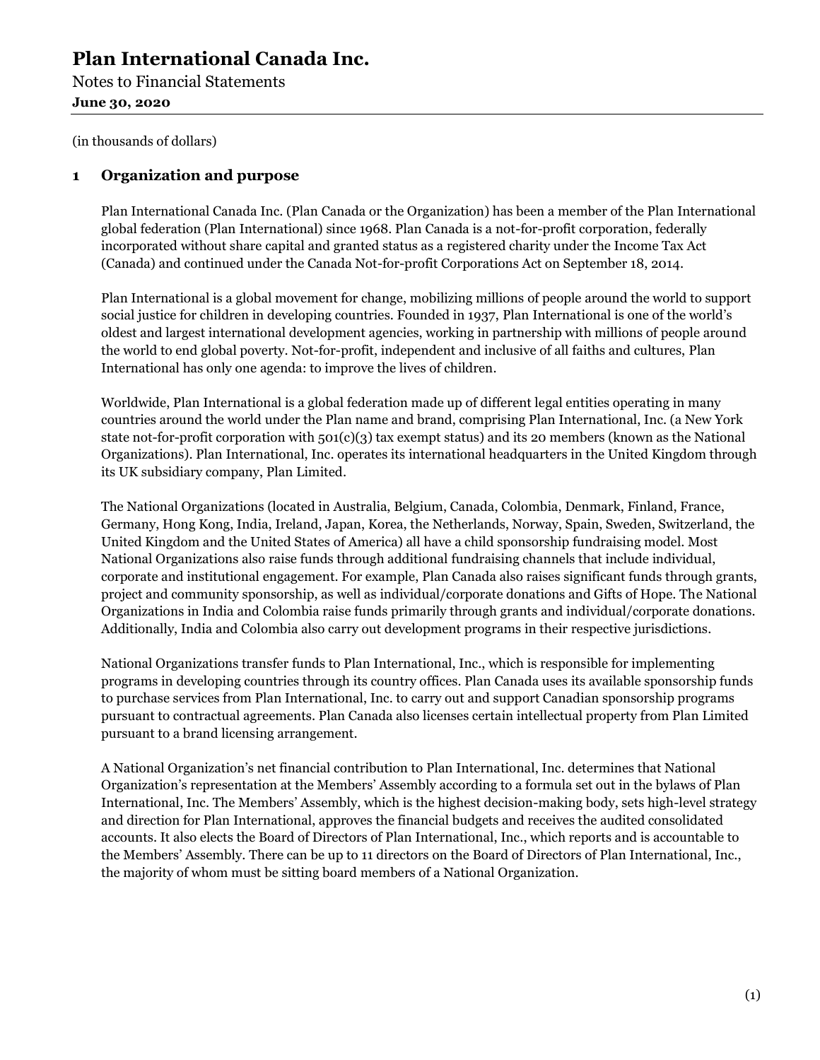# Plan International Canada Inc.

Notes to Financial Statements
**June 30, 2020**

(in thousands of dollars)

## 1 Organization and purpose

Plan International Canada Inc. (Plan Canada or the Organization) has been a member of the Plan International global federation (Plan International) since 1968. Plan Canada is a not-for-profit corporation, federally incorporated without share capital and granted status as a registered charity under the Income Tax Act (Canada) and continued under the Canada Not-for-profit Corporations Act on September 18, 2014.

Plan International is a global movement for change, mobilizing millions of people around the world to support social justice for children in developing countries. Founded in 1937, Plan International is one of the world's oldest and largest international development agencies, working in partnership with millions of people around the world to end global poverty. Not-for-profit, independent and inclusive of all faiths and cultures, Plan International has only one agenda: to improve the lives of children.

Worldwide, Plan International is a global federation made up of different legal entities operating in many countries around the world under the Plan name and brand, comprising Plan International, Inc. (a New York state not-for-profit corporation with 501(c)(3) tax exempt status) and its 20 members (known as the National Organizations). Plan International, Inc. operates its international headquarters in the United Kingdom through its UK subsidiary company, Plan Limited.

The National Organizations (located in Australia, Belgium, Canada, Colombia, Denmark, Finland, France, Germany, Hong Kong, India, Ireland, Japan, Korea, the Netherlands, Norway, Spain, Sweden, Switzerland, the United Kingdom and the United States of America) all have a child sponsorship fundraising model. Most National Organizations also raise funds through additional fundraising channels that include individual, corporate and institutional engagement. For example, Plan Canada also raises significant funds through grants, project and community sponsorship, as well as individual/corporate donations and Gifts of Hope. The National Organizations in India and Colombia raise funds primarily through grants and individual/corporate donations. Additionally, India and Colombia also carry out development programs in their respective jurisdictions.

National Organizations transfer funds to Plan International, Inc., which is responsible for implementing programs in developing countries through its country offices. Plan Canada uses its available sponsorship funds to purchase services from Plan International, Inc. to carry out and support Canadian sponsorship programs pursuant to contractual agreements. Plan Canada also licenses certain intellectual property from Plan Limited pursuant to a brand licensing arrangement.

A National Organization's net financial contribution to Plan International, Inc. determines that National Organization's representation at the Members' Assembly according to a formula set out in the bylaws of Plan International, Inc. The Members' Assembly, which is the highest decision-making body, sets high-level strategy and direction for Plan International, approves the financial budgets and receives the audited consolidated accounts. It also elects the Board of Directors of Plan International, Inc., which reports and is accountable to the Members' Assembly. There can be up to 11 directors on the Board of Directors of Plan International, Inc., the majority of whom must be sitting board members of a National Organization.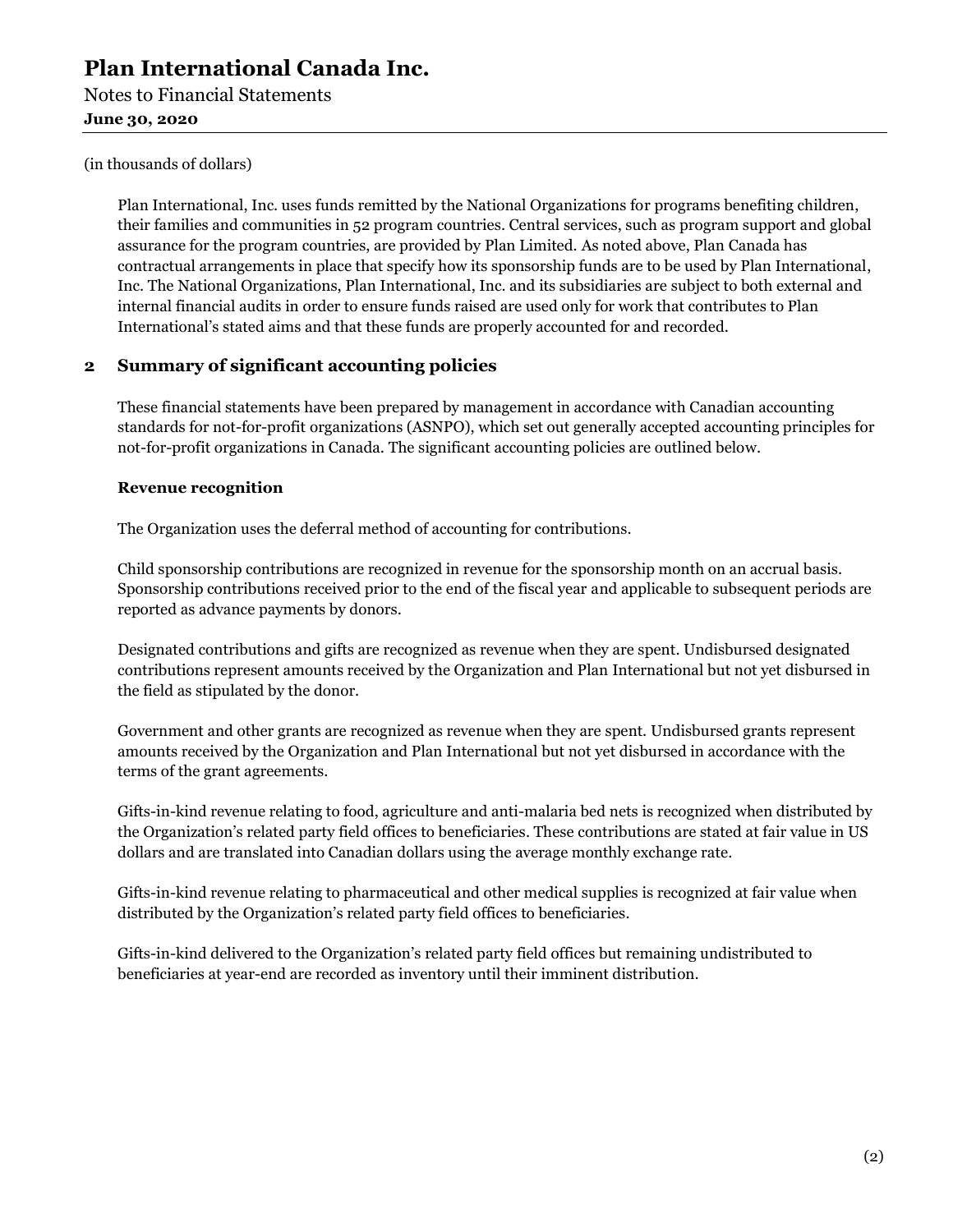(in thousands of dollars)

Plan International, Inc. uses funds remitted by the National Organizations for programs benefiting children, their families and communities in 52 program countries. Central services, such as program support and global assurance for the program countries, are provided by Plan Limited. As noted above, Plan Canada has contractual arrangements in place that specify how its sponsorship funds are to be used by Plan International, Inc. The National Organizations, Plan International, Inc. and its subsidiaries are subject to both external and internal financial audits in order to ensure funds raised are used only for work that contributes to Plan International's stated aims and that these funds are properly accounted for and recorded.

## 2 Summary of significant accounting policies

These financial statements have been prepared by management in accordance with Canadian accounting standards for not-for-profit organizations (ASNPO), which set out generally accepted accounting principles for not-for-profit organizations in Canada. The significant accounting policies are outlined below.

### Revenue recognition

The Organization uses the deferral method of accounting for contributions.

Child sponsorship contributions are recognized in revenue for the sponsorship month on an accrual basis. Sponsorship contributions received prior to the end of the fiscal year and applicable to subsequent periods are reported as advance payments by donors.

Designated contributions and gifts are recognized as revenue when they are spent. Undisbursed designated contributions represent amounts received by the Organization and Plan International but not yet disbursed in the field as stipulated by the donor.

Government and other grants are recognized as revenue when they are spent. Undisbursed grants represent amounts received by the Organization and Plan International but not yet disbursed in accordance with the terms of the grant agreements.

Gifts-in-kind revenue relating to food, agriculture and anti-malaria bed nets is recognized when distributed by the Organization's related party field offices to beneficiaries. These contributions are stated at fair value in US dollars and are translated into Canadian dollars using the average monthly exchange rate.

Gifts-in-kind revenue relating to pharmaceutical and other medical supplies is recognized at fair value when distributed by the Organization's related party field offices to beneficiaries.

Gifts-in-kind delivered to the Organization's related party field offices but remaining undistributed to beneficiaries at year-end are recorded as inventory until their imminent distribution.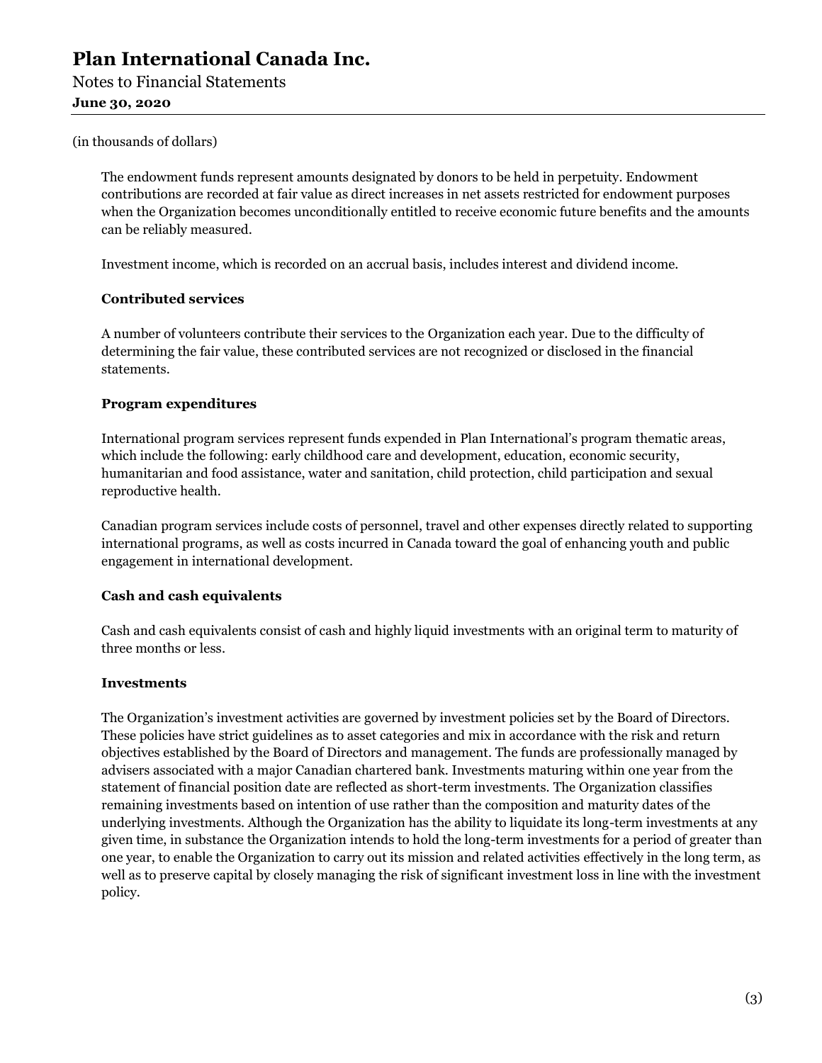(in thousands of dollars)

The endowment funds represent amounts designated by donors to be held in perpetuity. Endowment contributions are recorded at fair value as direct increases in net assets restricted for endowment purposes when the Organization becomes unconditionally entitled to receive economic future benefits and the amounts can be reliably measured.

Investment income, which is recorded on an accrual basis, includes interest and dividend income.

**Contributed services**

A number of volunteers contribute their services to the Organization each year. Due to the difficulty of determining the fair value, these contributed services are not recognized or disclosed in the financial statements.

**Program expenditures**

International program services represent funds expended in Plan International's program thematic areas, which include the following: early childhood care and development, education, economic security, humanitarian and food assistance, water and sanitation, child protection, child participation and sexual reproductive health.

Canadian program services include costs of personnel, travel and other expenses directly related to supporting international programs, as well as costs incurred in Canada toward the goal of enhancing youth and public engagement in international development.

**Cash and cash equivalents**

Cash and cash equivalents consist of cash and highly liquid investments with an original term to maturity of three months or less.

**Investments**

The Organization's investment activities are governed by investment policies set by the Board of Directors. These policies have strict guidelines as to asset categories and mix in accordance with the risk and return objectives established by the Board of Directors and management. The funds are professionally managed by advisers associated with a major Canadian chartered bank. Investments maturing within one year from the statement of financial position date are reflected as short-term investments. The Organization classifies remaining investments based on intention of use rather than the composition and maturity dates of the underlying investments. Although the Organization has the ability to liquidate its long-term investments at any given time, in substance the Organization intends to hold the long-term investments for a period of greater than one year, to enable the Organization to carry out its mission and related activities effectively in the long term, as well as to preserve capital by closely managing the risk of significant investment loss in line with the investment policy.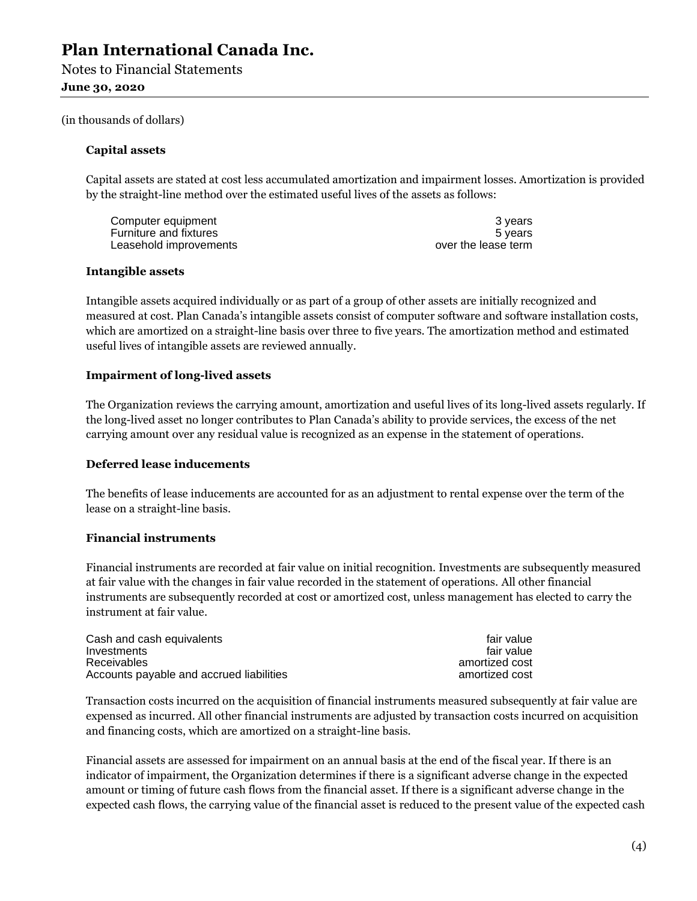(in thousands of dollars)

### Capital assets

Capital assets are stated at cost less accumulated amortization and impairment losses. Amortization is provided by the straight-line method over the estimated useful lives of the assets as follows:

| | |
|---|---|
| Computer equipment | 3 years |
| Furniture and fixtures | 5 years |
| Leasehold improvements | over the lease term |

### Intangible assets

Intangible assets acquired individually or as part of a group of other assets are initially recognized and measured at cost. Plan Canada's intangible assets consist of computer software and software installation costs, which are amortized on a straight-line basis over three to five years. The amortization method and estimated useful lives of intangible assets are reviewed annually.

### Impairment of long-lived assets

The Organization reviews the carrying amount, amortization and useful lives of its long-lived assets regularly. If the long-lived asset no longer contributes to Plan Canada's ability to provide services, the excess of the net carrying amount over any residual value is recognized as an expense in the statement of operations.

### Deferred lease inducements

The benefits of lease inducements are accounted for as an adjustment to rental expense over the term of the lease on a straight-line basis.

### Financial instruments

Financial instruments are recorded at fair value on initial recognition. Investments are subsequently measured at fair value with the changes in fair value recorded in the statement of operations. All other financial instruments are subsequently recorded at cost or amortized cost, unless management has elected to carry the instrument at fair value.

| | |
|---|---|
| Cash and cash equivalents | fair value |
| Investments | fair value |
| Receivables | amortized cost |
| Accounts payable and accrued liabilities | amortized cost |

Transaction costs incurred on the acquisition of financial instruments measured subsequently at fair value are expensed as incurred. All other financial instruments are adjusted by transaction costs incurred on acquisition and financing costs, which are amortized on a straight-line basis.

Financial assets are assessed for impairment on an annual basis at the end of the fiscal year. If there is an indicator of impairment, the Organization determines if there is a significant adverse change in the expected amount or timing of future cash flows from the financial asset. If there is a significant adverse change in the expected cash flows, the carrying value of the financial asset is reduced to the present value of the expected cash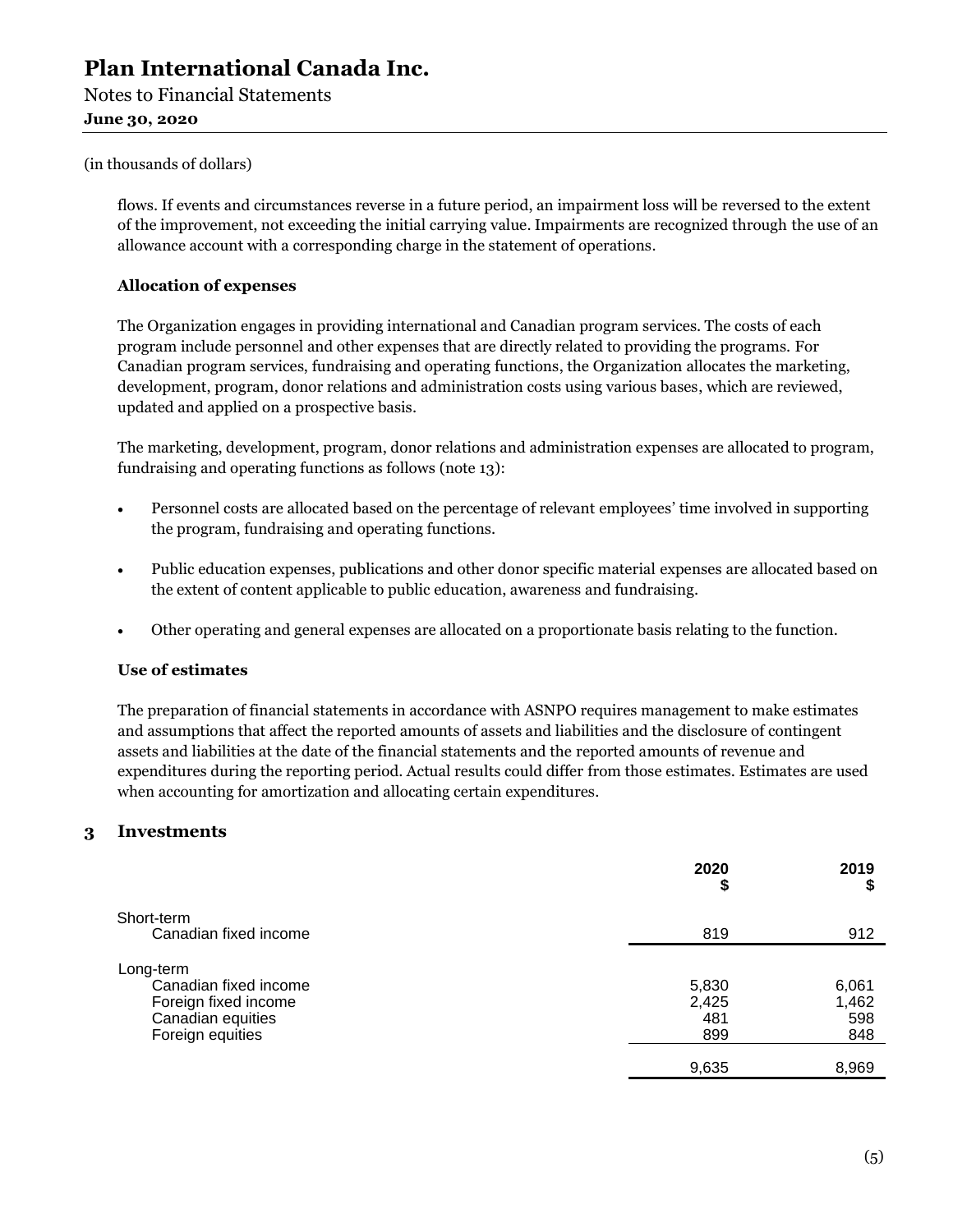(in thousands of dollars)

flows. If events and circumstances reverse in a future period, an impairment loss will be reversed to the extent of the improvement, not exceeding the initial carrying value. Impairments are recognized through the use of an allowance account with a corresponding charge in the statement of operations.

### Allocation of expenses

The Organization engages in providing international and Canadian program services. The costs of each program include personnel and other expenses that are directly related to providing the programs. For Canadian program services, fundraising and operating functions, the Organization allocates the marketing, development, program, donor relations and administration costs using various bases, which are reviewed, updated and applied on a prospective basis.

The marketing, development, program, donor relations and administration expenses are allocated to program, fundraising and operating functions as follows (note 13):

- Personnel costs are allocated based on the percentage of relevant employees' time involved in supporting the program, fundraising and operating functions.
- Public education expenses, publications and other donor specific material expenses are allocated based on the extent of content applicable to public education, awareness and fundraising.
- Other operating and general expenses are allocated on a proportionate basis relating to the function.

### Use of estimates

The preparation of financial statements in accordance with ASNPO requires management to make estimates and assumptions that affect the reported amounts of assets and liabilities and the disclosure of contingent assets and liabilities at the date of the financial statements and the reported amounts of revenue and expenditures during the reporting period. Actual results could differ from those estimates. Estimates are used when accounting for amortization and allocating certain expenditures.

## 3 Investments

| | 2020 $ | 2019 $ |
|---|---|---|
| Short-term | | |
| Canadian fixed income | 819 | 912 |
| Long-term | | |
| Canadian fixed income | 5,830 | 6,061 |
| Foreign fixed income | 2,425 | 1,462 |
| Canadian equities | 481 | 598 |
| Foreign equities | 899 | 848 |
| | 9,635 | 8,969 |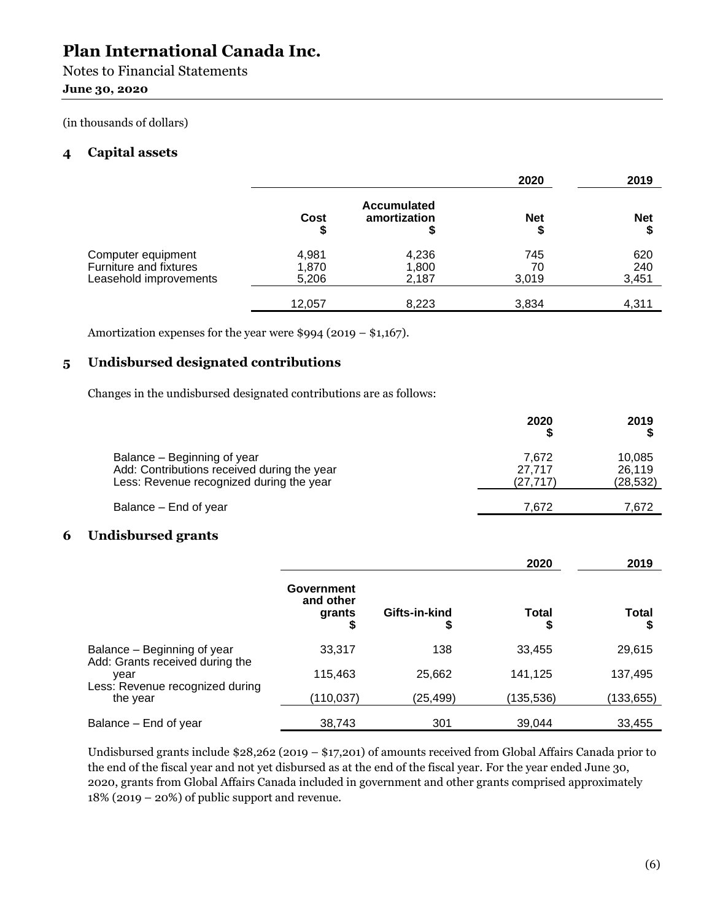# Plan International Canada Inc.

Notes to Financial Statements

**June 30, 2020**

(in thousands of dollars)

## 4 Capital assets

| | | | 2020 | 2019 |
|---|---|---|---|---|
| | Cost<br>$ | Accumulated amortization<br>$ | Net<br>$ | Net<br>$ |
| Computer equipment | 4,981 | 4,236 | 745 | 620 |
| Furniture and fixtures | 1,870 | 1,800 | 70 | 240 |
| Leasehold improvements | 5,206 | 2,187 | 3,019 | 3,451 |
| | 12,057 | 8,223 | 3,834 | 4,311 |

Amortization expenses for the year were $994 (2019 – $1,167).

## 5 Undisbursed designated contributions

Changes in the undisbursed designated contributions are as follows:

| | 2020<br>$ | 2019<br>$ |
|---|---|---|
| Balance – Beginning of year | 7,672 | 10,085 |
| Add: Contributions received during the year | 27,717 | 26,119 |
| Less: Revenue recognized during the year | (27,717) | (28,532) |
| Balance – End of year | 7,672 | 7,672 |

## 6 Undisbursed grants

| | | | 2020 | 2019 |
|---|---|---|---|---|
| | Government and other grants<br>$ | Gifts-in-kind<br>$ | Total<br>$ | Total<br>$ |
| Balance – Beginning of year | 33,317 | 138 | 33,455 | 29,615 |
| Add: Grants received during the year | 115,463 | 25,662 | 141,125 | 137,495 |
| Less: Revenue recognized during the year | (110,037) | (25,499) | (135,536) | (133,655) |
| Balance – End of year | 38,743 | 301 | 39,044 | 33,455 |

Undisbursed grants include $28,262 (2019 – $17,201) of amounts received from Global Affairs Canada prior to the end of the fiscal year and not yet disbursed as at the end of the fiscal year. For the year ended June 30, 2020, grants from Global Affairs Canada included in government and other grants comprised approximately 18% (2019 – 20%) of public support and revenue.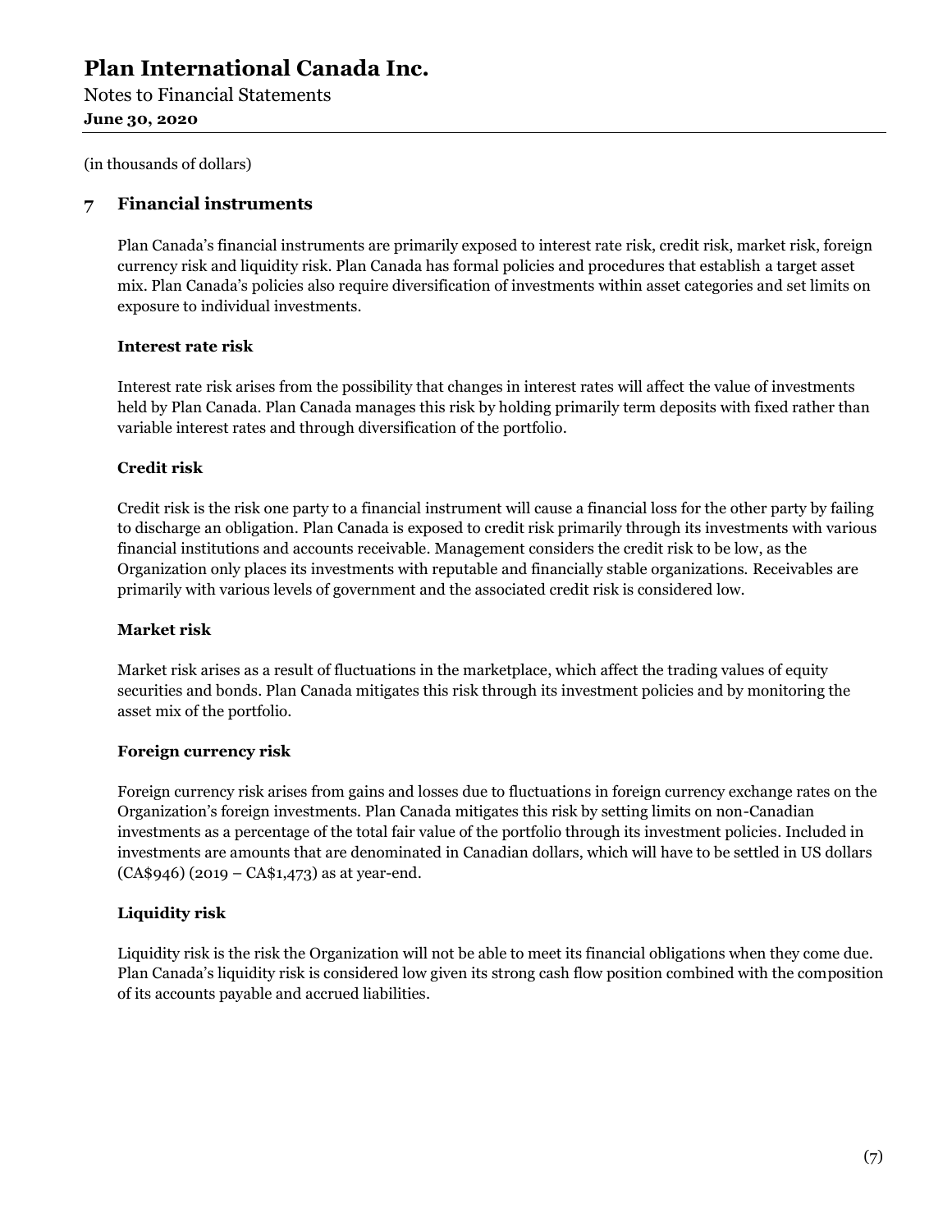(in thousands of dollars)

## 7 Financial instruments

Plan Canada's financial instruments are primarily exposed to interest rate risk, credit risk, market risk, foreign currency risk and liquidity risk. Plan Canada has formal policies and procedures that establish a target asset mix. Plan Canada's policies also require diversification of investments within asset categories and set limits on exposure to individual investments.

### Interest rate risk

Interest rate risk arises from the possibility that changes in interest rates will affect the value of investments held by Plan Canada. Plan Canada manages this risk by holding primarily term deposits with fixed rather than variable interest rates and through diversification of the portfolio.

### Credit risk

Credit risk is the risk one party to a financial instrument will cause a financial loss for the other party by failing to discharge an obligation. Plan Canada is exposed to credit risk primarily through its investments with various financial institutions and accounts receivable. Management considers the credit risk to be low, as the Organization only places its investments with reputable and financially stable organizations. Receivables are primarily with various levels of government and the associated credit risk is considered low.

### Market risk

Market risk arises as a result of fluctuations in the marketplace, which affect the trading values of equity securities and bonds. Plan Canada mitigates this risk through its investment policies and by monitoring the asset mix of the portfolio.

### Foreign currency risk

Foreign currency risk arises from gains and losses due to fluctuations in foreign currency exchange rates on the Organization's foreign investments. Plan Canada mitigates this risk by setting limits on non-Canadian investments as a percentage of the total fair value of the portfolio through its investment policies. Included in investments are amounts that are denominated in Canadian dollars, which will have to be settled in US dollars (CA$946) (2019 – CA$1,473) as at year-end.

### Liquidity risk

Liquidity risk is the risk the Organization will not be able to meet its financial obligations when they come due. Plan Canada's liquidity risk is considered low given its strong cash flow position combined with the composition of its accounts payable and accrued liabilities.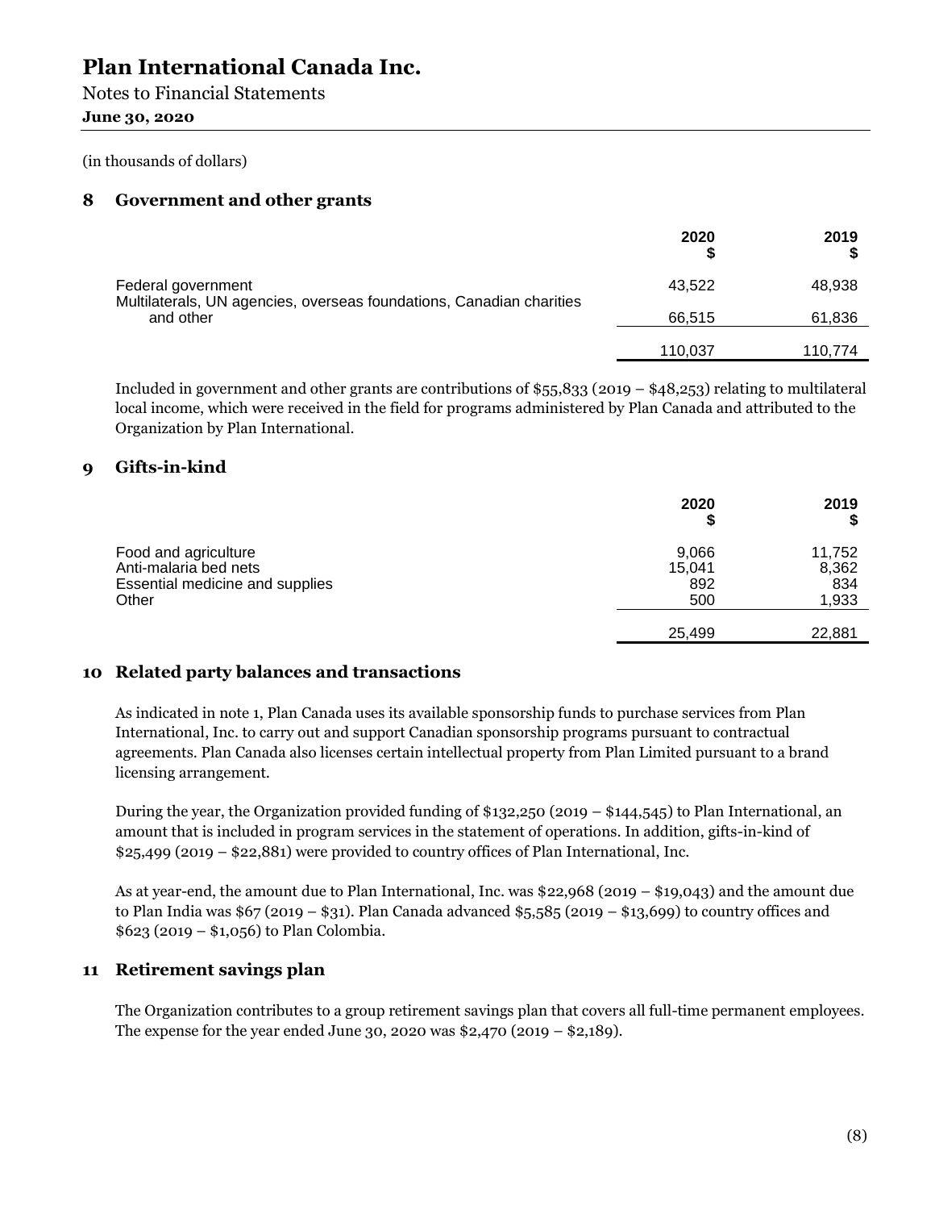# Plan International Canada Inc.

Notes to Financial Statements

**June 30, 2020**

(in thousands of dollars)

## 8 Government and other grants

| | 2020 $ | 2019 $ |
|---|---|---|
| Federal government | 43,522 | 48,938 |
| Multilaterals, UN agencies, overseas foundations, Canadian charities and other | 66,515 | 61,836 |
| | 110,037 | 110,774 |

Included in government and other grants are contributions of $55,833 (2019 – $48,253) relating to multilateral local income, which were received in the field for programs administered by Plan Canada and attributed to the Organization by Plan International.

## 9 Gifts-in-kind

| | 2020 $ | 2019 $ |
|---|---|---|
| Food and agriculture | 9,066 | 11,752 |
| Anti-malaria bed nets | 15,041 | 8,362 |
| Essential medicine and supplies | 892 | 834 |
| Other | 500 | 1,933 |
| | 25,499 | 22,881 |

## 10 Related party balances and transactions

As indicated in note 1, Plan Canada uses its available sponsorship funds to purchase services from Plan International, Inc. to carry out and support Canadian sponsorship programs pursuant to contractual agreements. Plan Canada also licenses certain intellectual property from Plan Limited pursuant to a brand licensing arrangement.

During the year, the Organization provided funding of $132,250 (2019 – $144,545) to Plan International, an amount that is included in program services in the statement of operations. In addition, gifts-in-kind of $25,499 (2019 – $22,881) were provided to country offices of Plan International, Inc.

As at year-end, the amount due to Plan International, Inc. was $22,968 (2019 – $19,043) and the amount due to Plan India was $67 (2019 – $31). Plan Canada advanced $5,585 (2019 – $13,699) to country offices and $623 (2019 – $1,056) to Plan Colombia.

## 11 Retirement savings plan

The Organization contributes to a group retirement savings plan that covers all full-time permanent employees. The expense for the year ended June 30, 2020 was $2,470 (2019 – $2,189).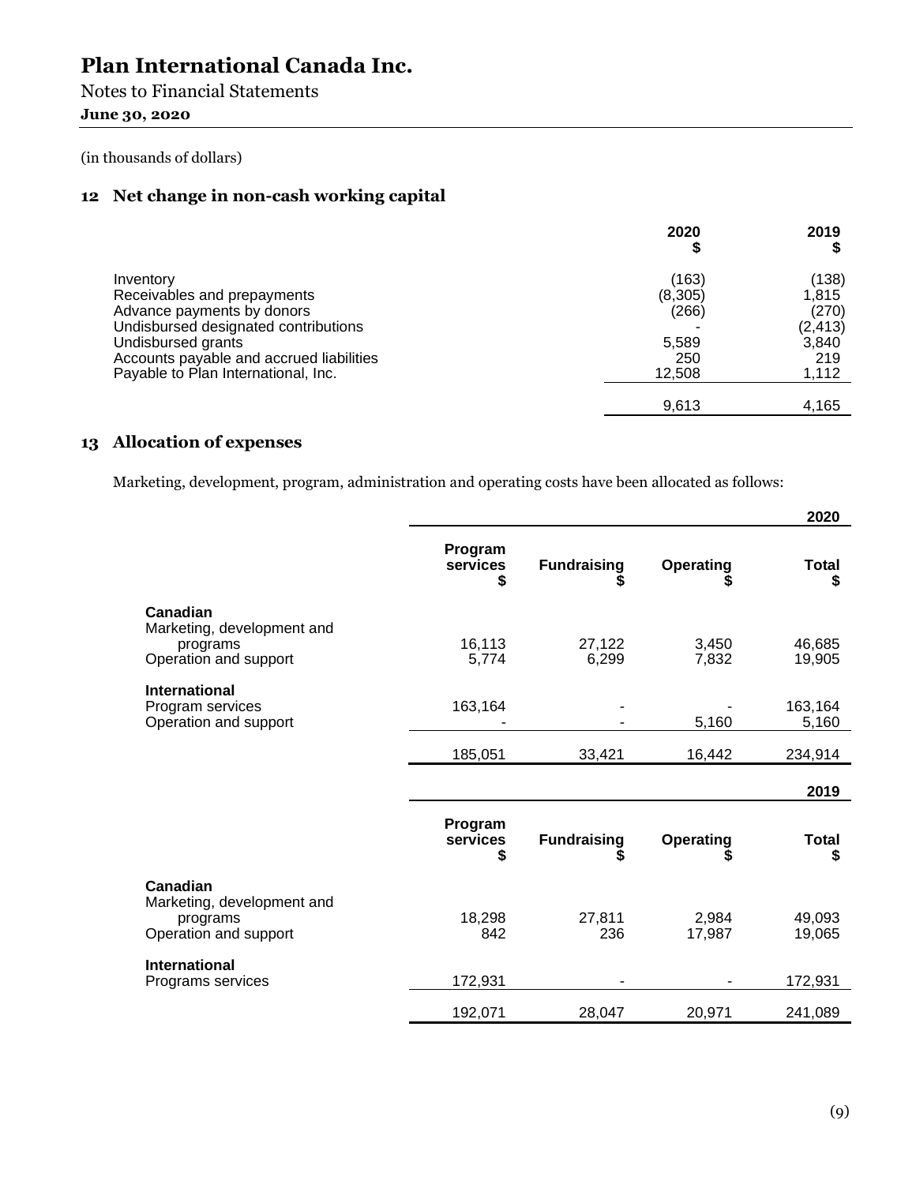# Plan International Canada Inc.

Notes to Financial Statements

**June 30, 2020**

(in thousands of dollars)

## 12 Net change in non-cash working capital

| | 2020<br>$ | 2019<br>$ |
|---|---|---|
| Inventory | (163) | (138) |
| Receivables and prepayments | (8,305) | 1,815 |
| Advance payments by donors | (266) | (270) |
| Undisbursed designated contributions | - | (2,413) |
| Undisbursed grants | 5,589 | 3,840 |
| Accounts payable and accrued liabilities | 250 | 219 |
| Payable to Plan International, Inc. | 12,508 | 1,112 |
| | 9,613 | 4,165 |

## 13 Allocation of expenses

Marketing, development, program, administration and operating costs have been allocated as follows:

| | | | | 2020 |
|---|---|---|---|---|
| | Program services<br>$ | Fundraising<br>$ | Operating<br>$ | Total<br>$ |
| **Canadian** | | | | |
| Marketing, development and programs | 16,113 | 27,122 | 3,450 | 46,685 |
| Operation and support | 5,774 | 6,299 | 7,832 | 19,905 |
| **International** | | | | |
| Program services | 163,164 | - | - | 163,164 |
| Operation and support | - | - | 5,160 | 5,160 |
| | 185,051 | 33,421 | 16,442 | 234,914 |

| | | | | 2019 |
|---|---|---|---|---|
| | Program services<br>$ | Fundraising<br>$ | Operating<br>$ | Total<br>$ |
| **Canadian** | | | | |
| Marketing, development and programs | 18,298 | 27,811 | 2,984 | 49,093 |
| Operation and support | 842 | 236 | 17,987 | 19,065 |
| **International** | | | | |
| Programs services | 172,931 | - | - | 172,931 |
| | 192,071 | 28,047 | 20,971 | 241,089 |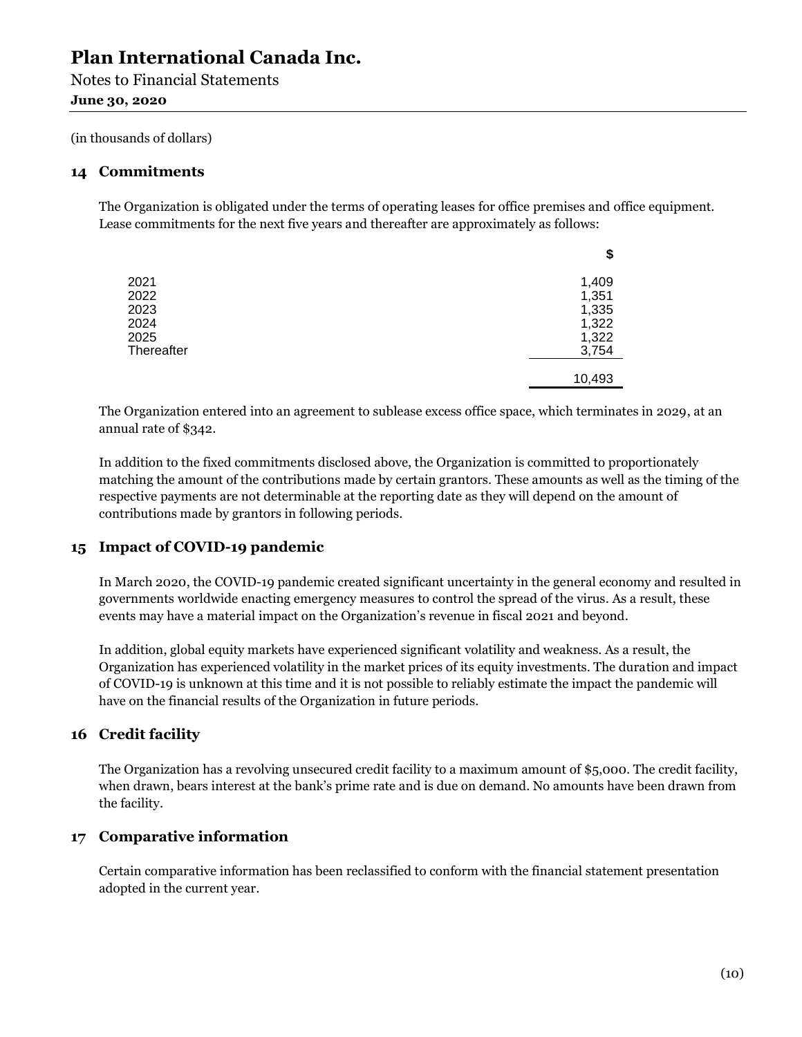# Plan International Canada Inc.

Notes to Financial Statements

**June 30, 2020**

(in thousands of dollars)

## 14 Commitments

The Organization is obligated under the terms of operating leases for office premises and office equipment. Lease commitments for the next five years and thereafter are approximately as follows:

| | $ |
|---|---|
| 2021 | 1,409 |
| 2022 | 1,351 |
| 2023 | 1,335 |
| 2024 | 1,322 |
| 2025 | 1,322 |
| Thereafter | 3,754 |
| | 10,493 |

The Organization entered into an agreement to sublease excess office space, which terminates in 2029, at an annual rate of $342.

In addition to the fixed commitments disclosed above, the Organization is committed to proportionately matching the amount of the contributions made by certain grantors. These amounts as well as the timing of the respective payments are not determinable at the reporting date as they will depend on the amount of contributions made by grantors in following periods.

## 15 Impact of COVID-19 pandemic

In March 2020, the COVID-19 pandemic created significant uncertainty in the general economy and resulted in governments worldwide enacting emergency measures to control the spread of the virus. As a result, these events may have a material impact on the Organization's revenue in fiscal 2021 and beyond.

In addition, global equity markets have experienced significant volatility and weakness. As a result, the Organization has experienced volatility in the market prices of its equity investments. The duration and impact of COVID-19 is unknown at this time and it is not possible to reliably estimate the impact the pandemic will have on the financial results of the Organization in future periods.

## 16 Credit facility

The Organization has a revolving unsecured credit facility to a maximum amount of $5,000. The credit facility, when drawn, bears interest at the bank's prime rate and is due on demand. No amounts have been drawn from the facility.

## 17 Comparative information

Certain comparative information has been reclassified to conform with the financial statement presentation adopted in the current year.